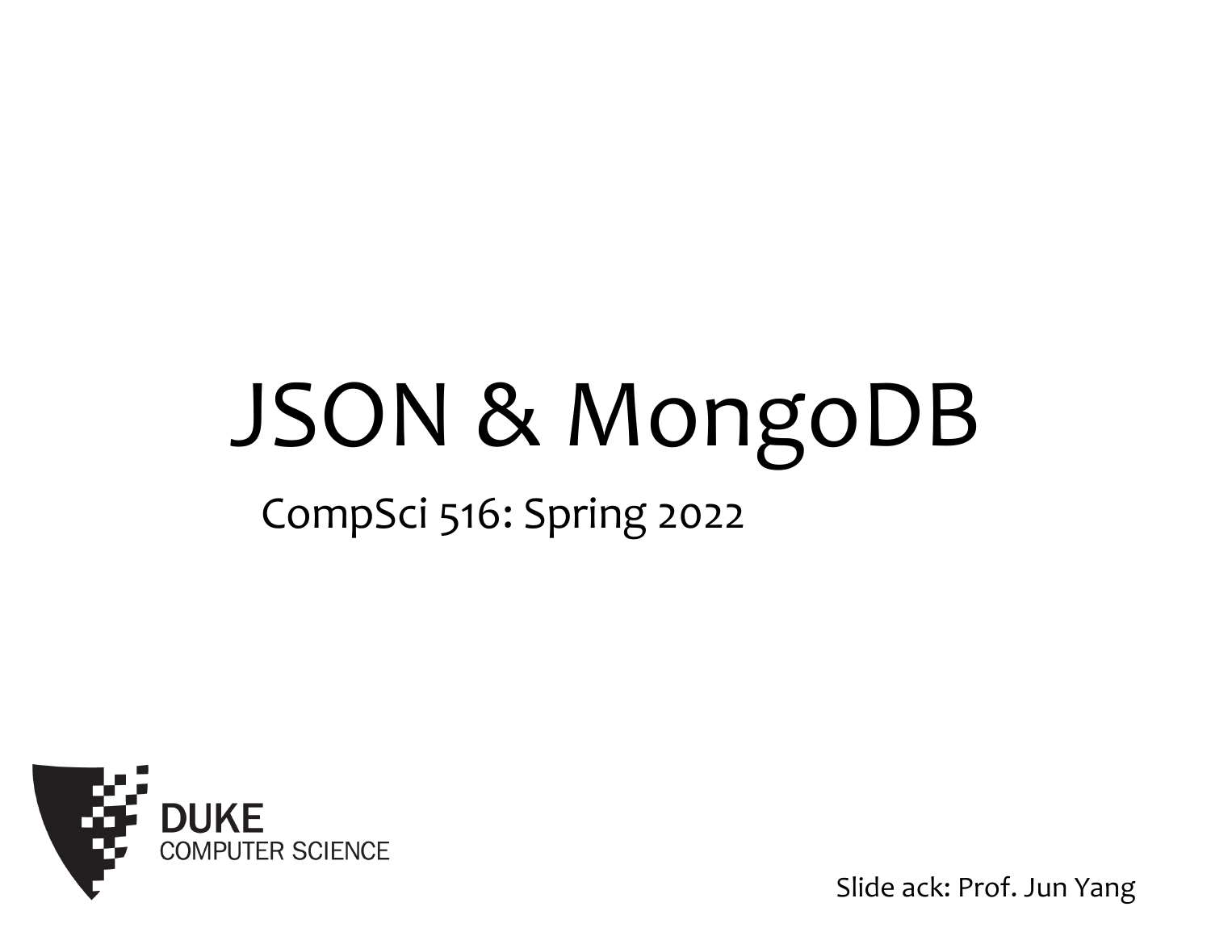# JSON & MongoDB

CompSci 516: Spring 2022

DUKE
COMPUTER SCIENCE

Slide ack: Prof. Jun Yang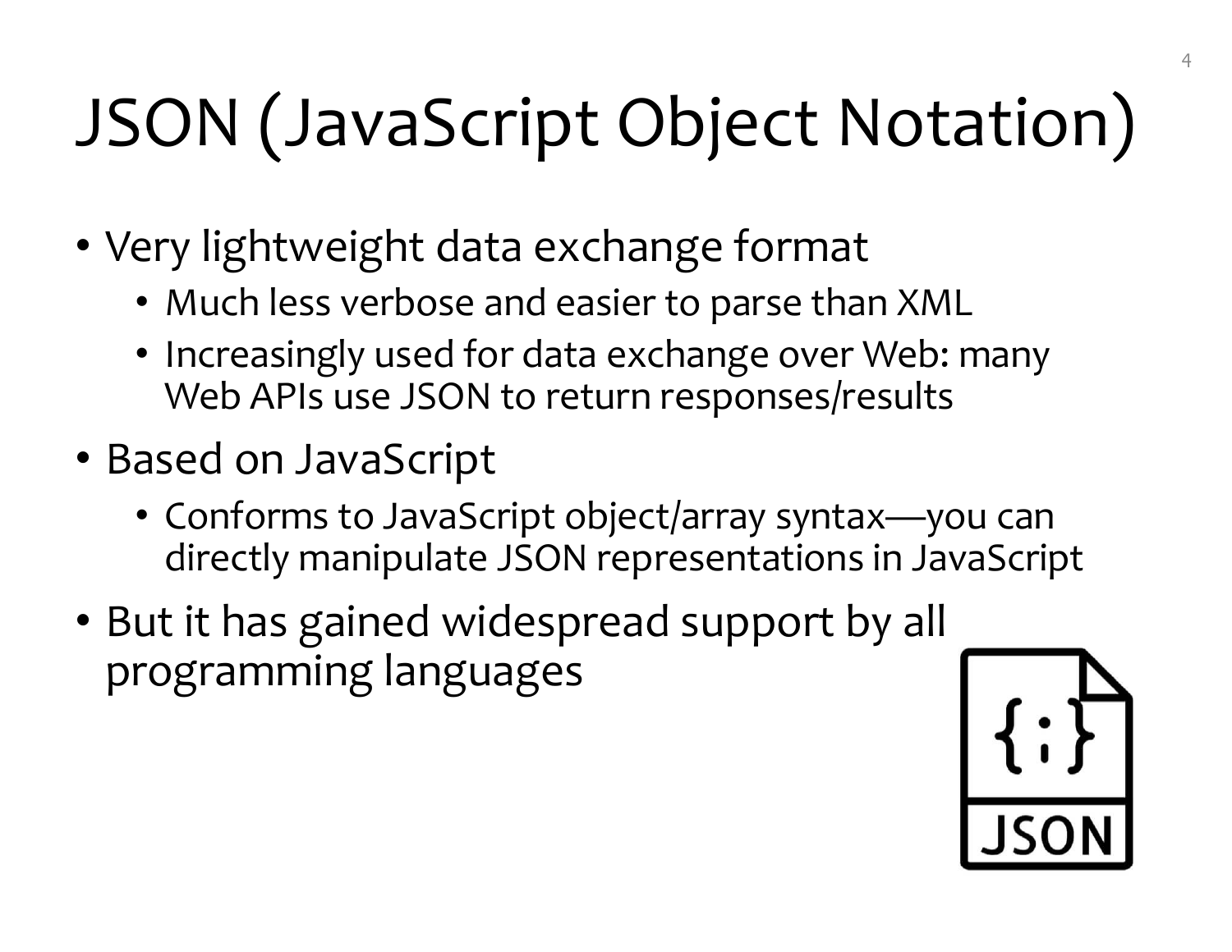# JSON (JavaScript Object Notation)

- Very lightweight data exchange format
  - Much less verbose and easier to parse than XML
  - Increasingly used for data exchange over Web: many Web APIs use JSON to return responses/results
- Based on JavaScript
  - Conforms to JavaScript object/array syntax—you can directly manipulate JSON representations in JavaScript
- But it has gained widespread support by all programming languages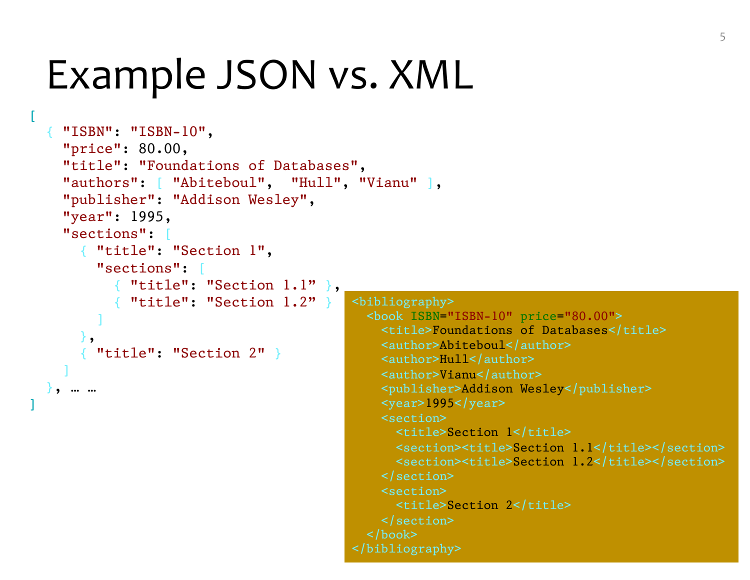# Example JSON vs. XML

```json
[
  { "ISBN": "ISBN-10",
    "price": 80.00,
    "title": "Foundations of Databases",
    "authors": [ "Abiteboul",  "Hull", "Vianu" ],
    "publisher": "Addison Wesley",
    "year": 1995,
    "sections": [
      { "title": "Section 1",
        "sections": [
          { "title": "Section 1.1” },
          { "title": "Section 1.2” }
        ]
      },
      { "title": "Section 2" }
    ]
  }, … …
]
```

```xml
<bibliography>
  <book ISBN="ISBN-10" price="80.00">
    <title>Foundations of Databases</title>
    <author>Abiteboul</author>
    <author>Hull</author>
    <author>Vianu</author>
    <publisher>Addison Wesley</publisher>
    <year>1995</year>
    <section>
      <title>Section 1</title>
      <section><title>Section 1.1</title></section>
      <section><title>Section 1.2</title></section>
    </section>
    <section>
      <title>Section 2</title>
    </section>
  </book>
</bibliography>
```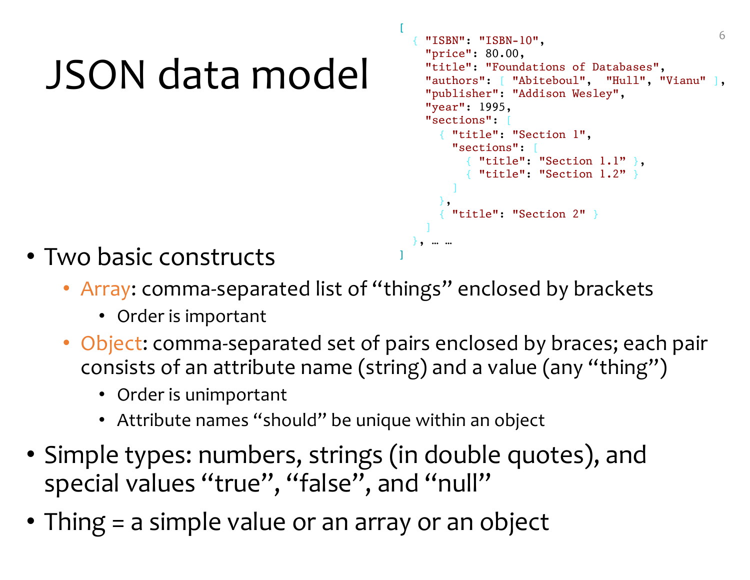# JSON data model

```
[
  { "ISBN": "ISBN-10",
    "price": 80.00,
    "title": "Foundations of Databases",
    "authors": [ "Abiteboul",  "Hull", "Vianu" ],
    "publisher": "Addison Wesley",
    "year": 1995,
    "sections": [
      { "title": "Section 1",
        "sections": [
          { "title": "Section 1.1" },
          { "title": "Section 1.2" }
        ]
      },
      { "title": "Section 2" }
    ]
  }, … …
]
```

- Two basic constructs
  - Array: comma-separated list of “things” enclosed by brackets
    - Order is important
  - Object: comma-separated set of pairs enclosed by braces; each pair consists of an attribute name (string) and a value (any “thing”)
    - Order is unimportant
    - Attribute names “should” be unique within an object
- Simple types: numbers, strings (in double quotes), and special values “true”, “false”, and “null”
- Thing = a simple value or an array or an object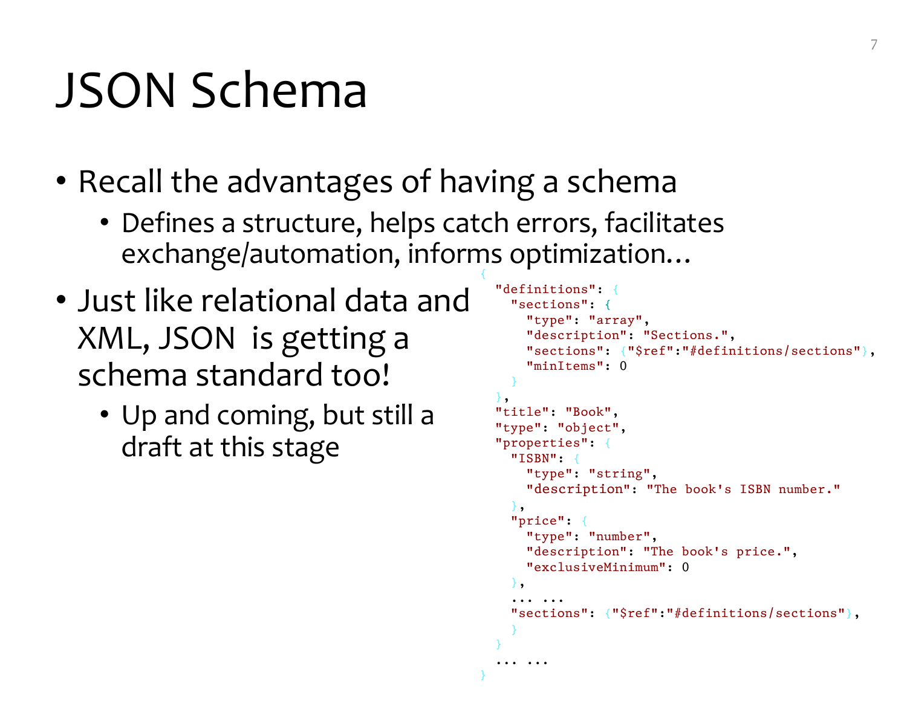# JSON Schema

- Recall the advantages of having a schema
  - Defines a structure, helps catch errors, facilitates exchange/automation, informs optimization…
- Just like relational data and XML, JSON is getting a schema standard too!
  - Up and coming, but still a draft at this stage

```
{
  "definitions": {
    "sections": {
      "type": "array",
      "description": "Sections.",
      "sections": {"$ref":"#definitions/sections"},
      "minItems": 0
    }
  },
  "title": "Book",
  "type": "object",
  "properties": {
    "ISBN": {
      "type": "string",
      "description": "The book's ISBN number."
    },
    "price": {
      "type": "number",
      "description": "The book's price.",
      "exclusiveMinimum": 0
    },
    ... ...
    "sections": {"$ref":"#definitions/sections"},
    }
  }
  ... ...
}
```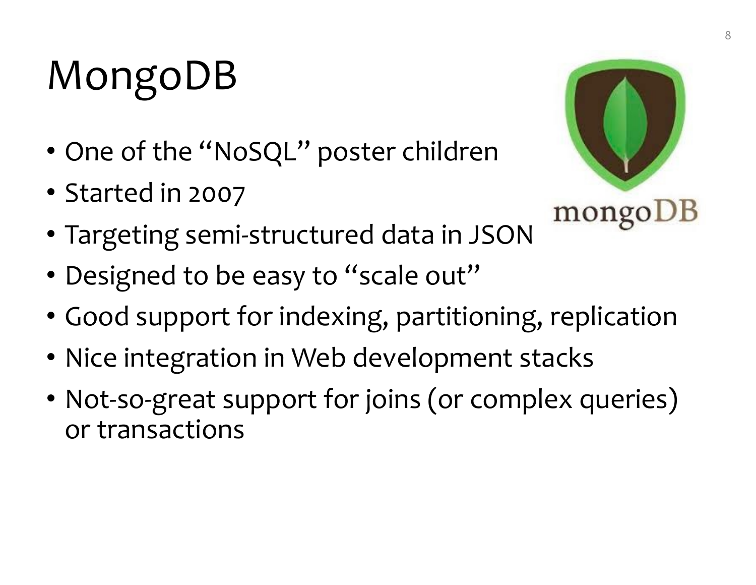# MongoDB

- One of the “NoSQL” poster children
- Started in 2007
- Targeting semi-structured data in JSON
- Designed to be easy to “scale out”
- Good support for indexing, partitioning, replication
- Nice integration in Web development stacks
- Not-so-great support for joins (or complex queries) or transactions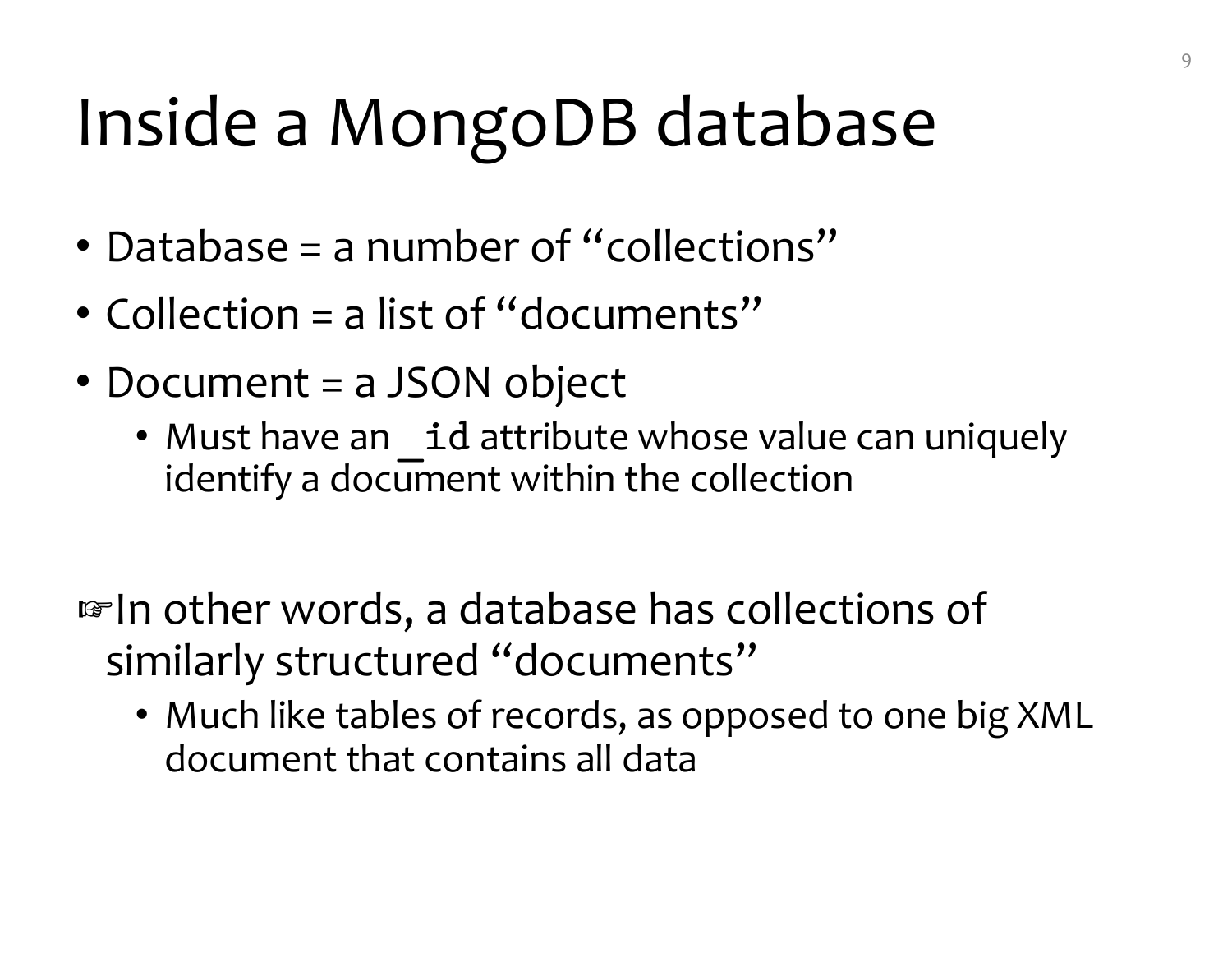# Inside a MongoDB database

- Database = a number of “collections”
- Collection = a list of “documents”
- Document = a JSON object
  - Must have an `_id` attribute whose value can uniquely identify a document within the collection

☞In other words, a database has collections of similarly structured “documents”

- Much like tables of records, as opposed to one big XML document that contains all data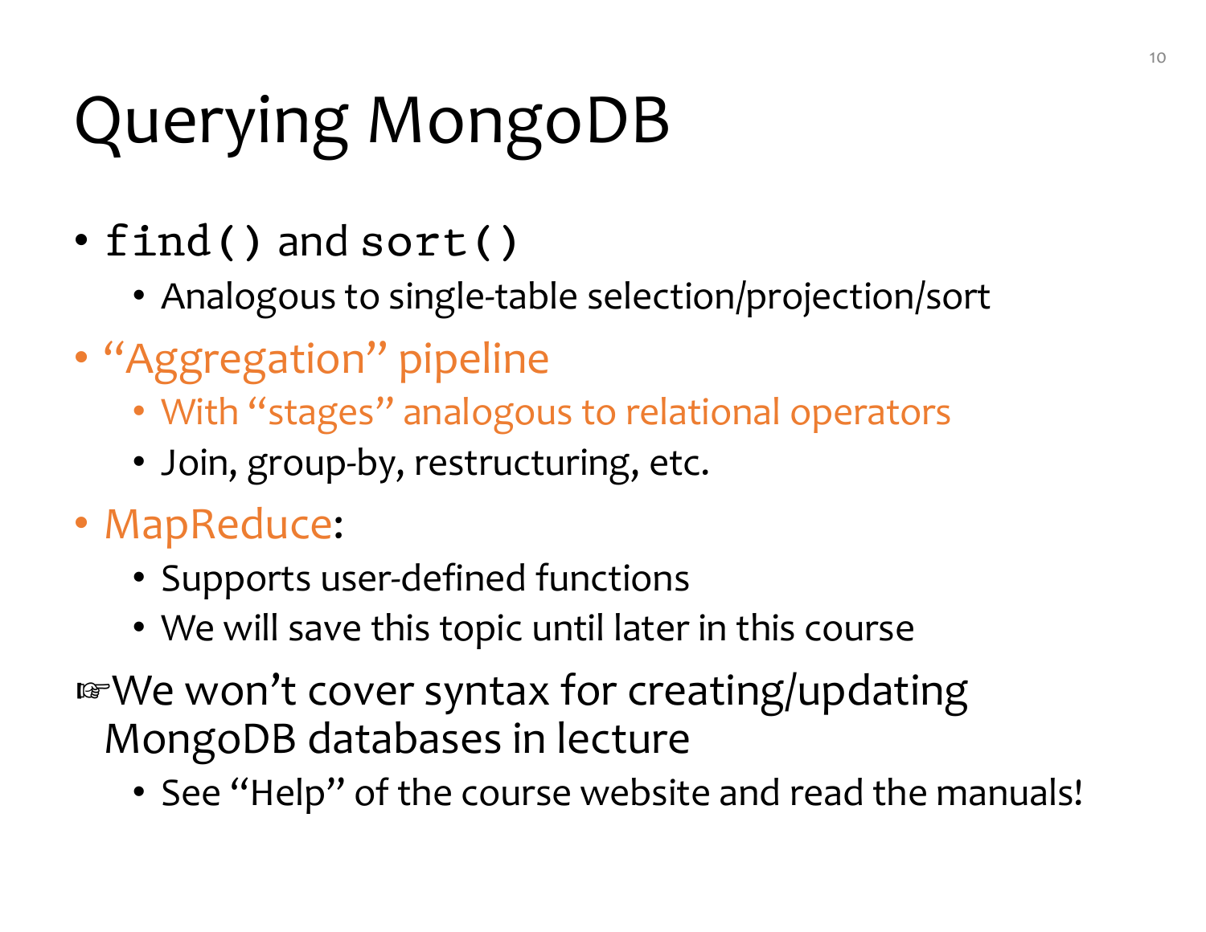# Querying MongoDB

- `find()` and `sort()`
  - Analogous to single-table selection/projection/sort
- "Aggregation" pipeline
  - With "stages" analogous to relational operators
  - Join, group-by, restructuring, etc.
- MapReduce:
  - Supports user-defined functions
  - We will save this topic until later in this course

☞We won't cover syntax for creating/updating MongoDB databases in lecture

- See "Help" of the course website and read the manuals!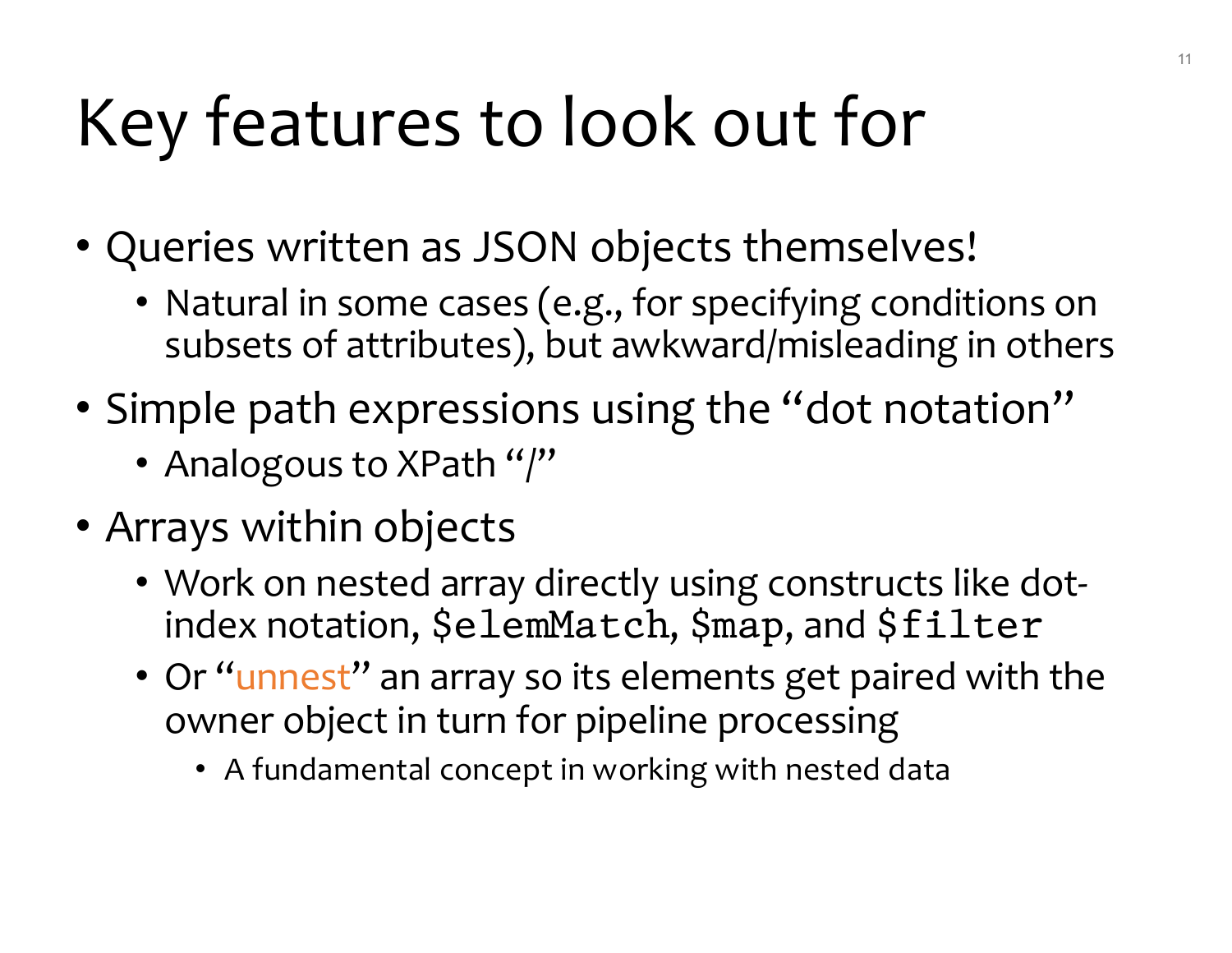# Key features to look out for

- Queries written as JSON objects themselves!
  - Natural in some cases (e.g., for specifying conditions on subsets of attributes), but awkward/misleading in others
- Simple path expressions using the "dot notation"
  - Analogous to XPath "/"
- Arrays within objects
  - Work on nested array directly using constructs like dot-index notation, `$elemMatch`, `$map`, and `$filter`
  - Or "unnest" an array so its elements get paired with the owner object in turn for pipeline processing
    - A fundamental concept in working with nested data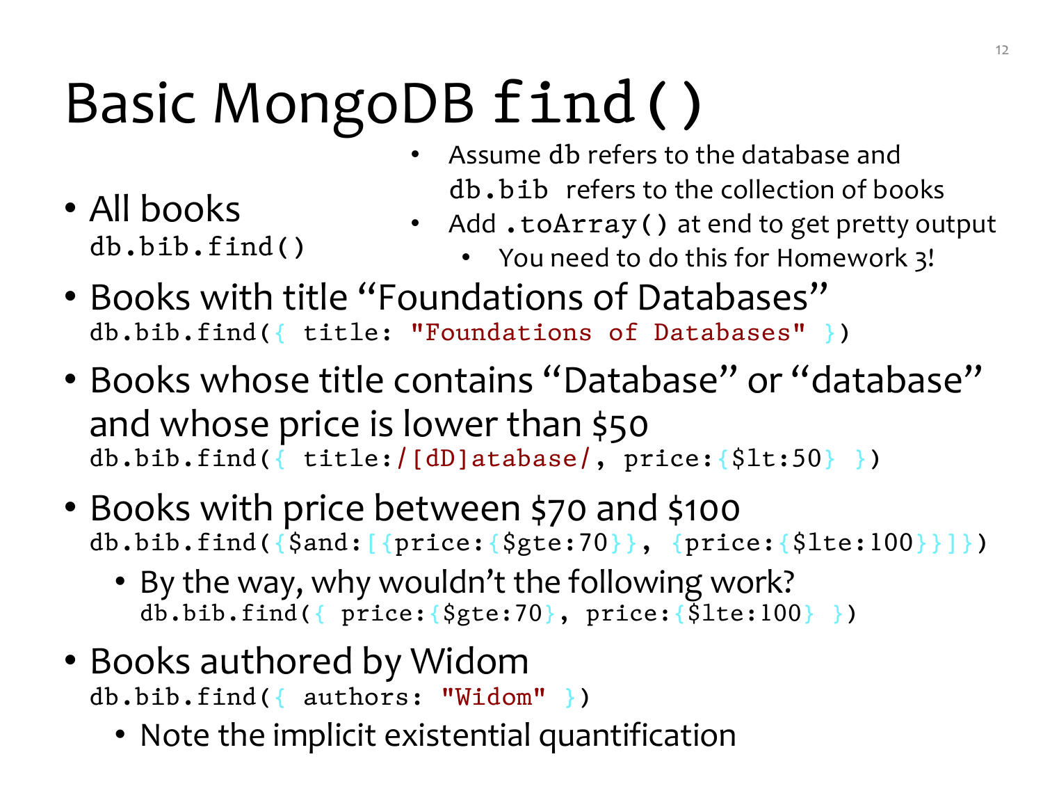# Basic MongoDB `find()`

- Assume `db` refers to the database and `db.bib` refers to the collection of books
- Add `.toArray()` at end to get pretty output
  - You need to do this for Homework 3!

- All books
  ```
  db.bib.find()
  ```
- Books with title "Foundations of Databases"
  ```
  db.bib.find({ title: "Foundations of Databases" })
  ```
- Books whose title contains "Database" or "database" and whose price is lower than $50
  ```
  db.bib.find({ title:/[dD]atabase/, price:{$lt:50} })
  ```
- Books with price between $70 and $100
  ```
  db.bib.find({$and:[{price:{$gte:70}}, {price:{$lte:100}}]})
  ```
  - By the way, why wouldn't the following work?
    ```
    db.bib.find({ price:{$gte:70}, price:{$lte:100} })
    ```
- Books authored by Widom
  ```
  db.bib.find({ authors: "Widom" })
  ```
  - Note the implicit existential quantification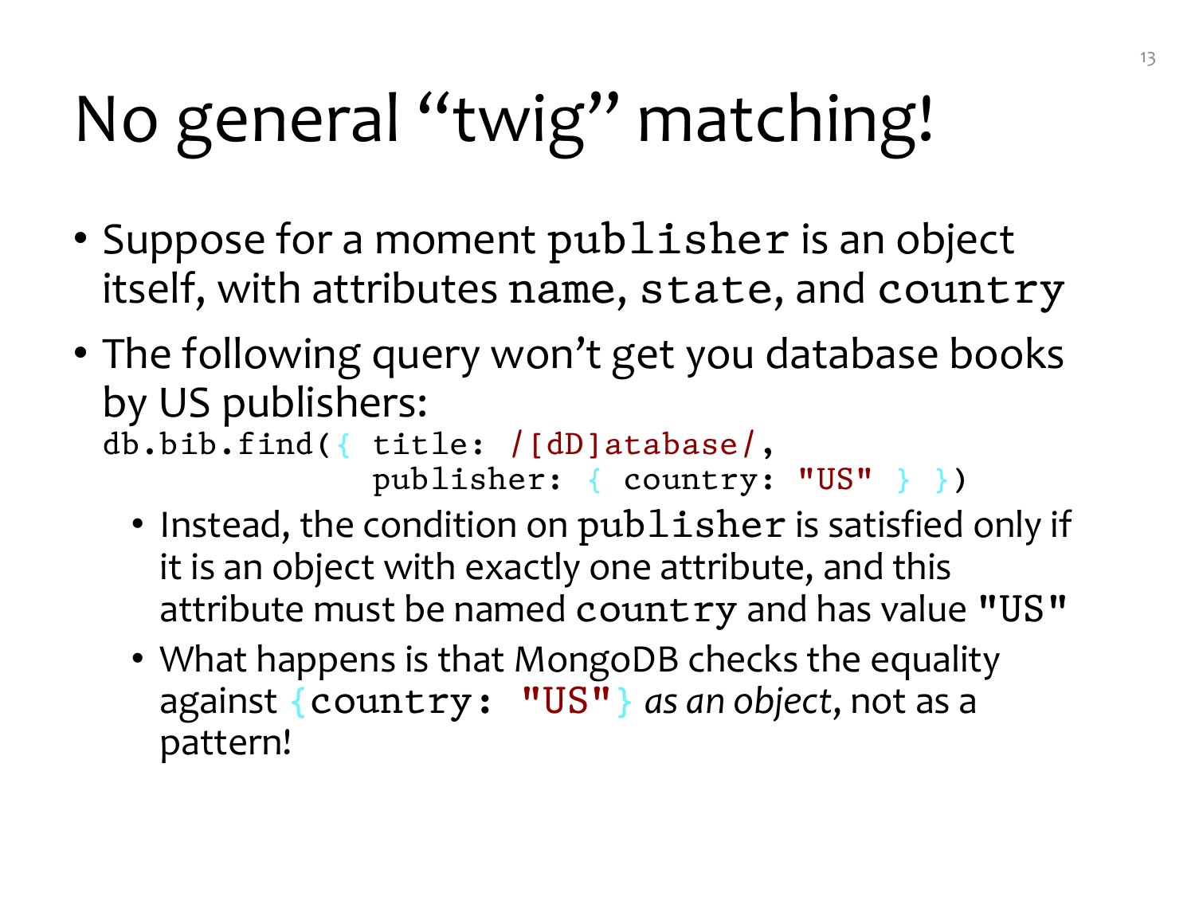# No general "twig" matching!

- Suppose for a moment `publisher` is an object itself, with attributes `name`, `state`, and `country`
- The following query won't get you database books by US publishers:

```
db.bib.find({ title: /[dD]atabase/,
              publisher: { country: "US" } })
```

  - Instead, the condition on `publisher` is satisfied only if it is an object with exactly one attribute, and this attribute must be named `country` and has value `"US"`
  - What happens is that MongoDB checks the equality against `{country: "US"}` *as an object*, not as a pattern!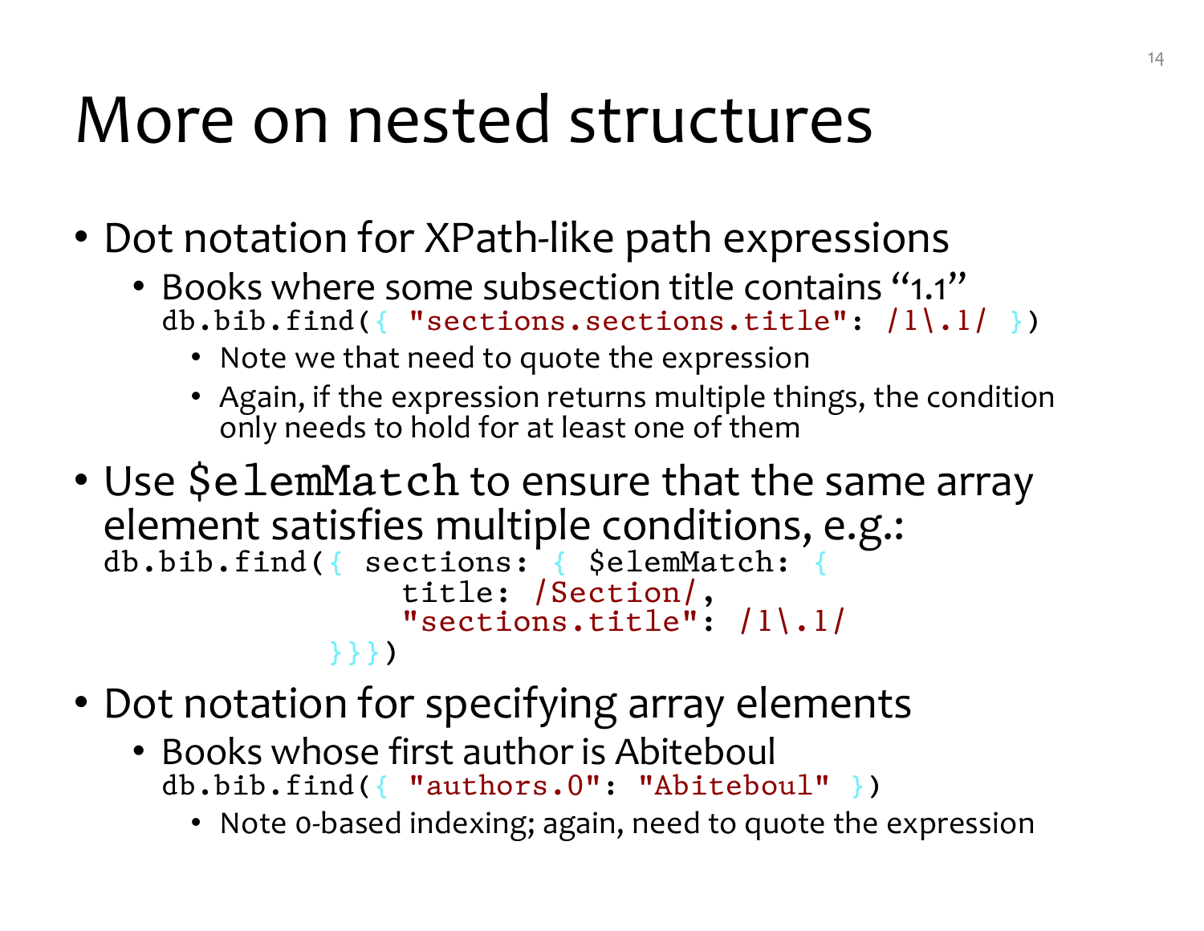# More on nested structures

- Dot notation for XPath-like path expressions
  - Books where some subsection title contains "1.1"

    ```
    db.bib.find({ "sections.sections.title": /1\.1/ })
    ```

    - Note we that need to quote the expression
    - Again, if the expression returns multiple things, the condition only needs to hold for at least one of them
- Use `$elemMatch` to ensure that the same array element satisfies multiple conditions, e.g.:

```
db.bib.find({ sections: { $elemMatch: {
                title: /Section/,
                "sections.title": /1\.1/
            }}})
```

- Dot notation for specifying array elements
  - Books whose first author is Abiteboul

    ```
    db.bib.find({ "authors.0": "Abiteboul" })
    ```

    - Note 0-based indexing; again, need to quote the expression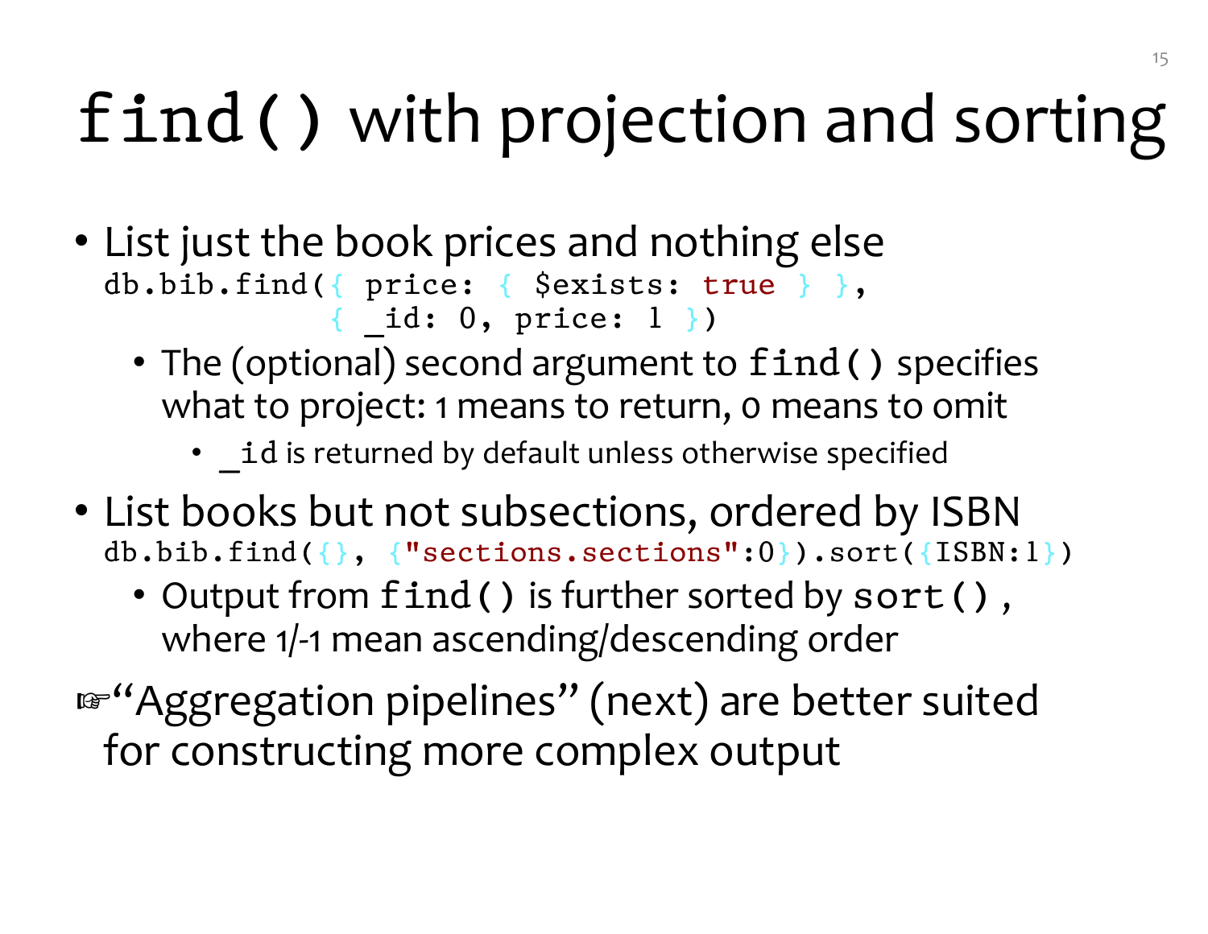# `find()` with projection and sorting

- List just the book prices and nothing else

```
db.bib.find({ price: { $exists: true } },
            { _id: 0, price: 1 })
```

  - The (optional) second argument to `find()` specifies what to project: 1 means to return, 0 means to omit
    - `_id` is returned by default unless otherwise specified

- List books but not subsections, ordered by ISBN

```
db.bib.find({}, {"sections.sections":0}).sort({ISBN:1})
```

  - Output from `find()` is further sorted by `sort()`, where 1/-1 mean ascending/descending order

☞"Aggregation pipelines" (next) are better suited for constructing more complex output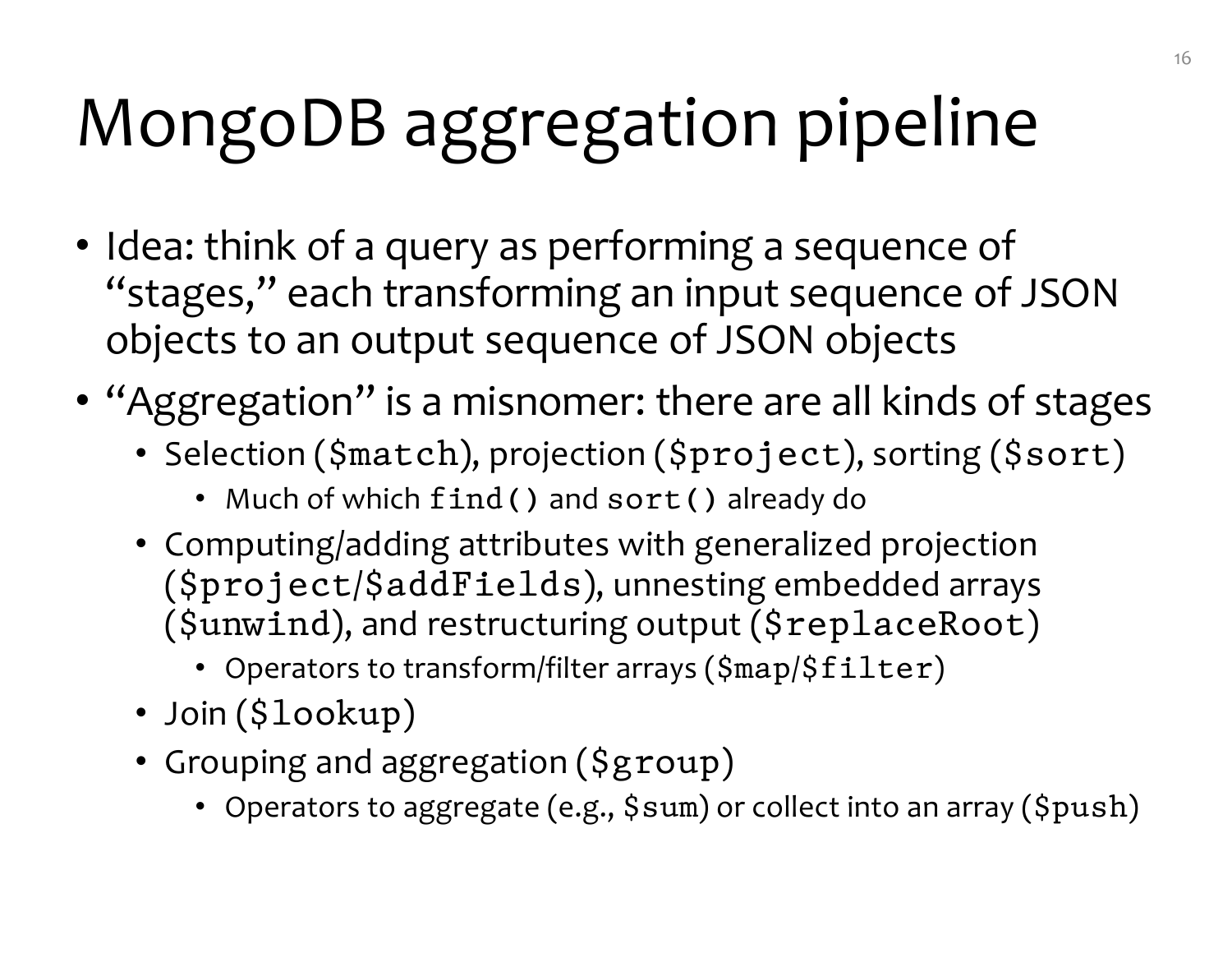# MongoDB aggregation pipeline

- Idea: think of a query as performing a sequence of "stages," each transforming an input sequence of JSON objects to an output sequence of JSON objects
- "Aggregation" is a misnomer: there are all kinds of stages
  - Selection (`$match`), projection (`$project`), sorting (`$sort`)
    - Much of which `find()` and `sort()` already do
  - Computing/adding attributes with generalized projection (`$project`/`$addFields`), unnesting embedded arrays (`$unwind`), and restructuring output (`$replaceRoot`)
    - Operators to transform/filter arrays (`$map`/`$filter`)
  - Join (`$lookup`)
  - Grouping and aggregation (`$group`)
    - Operators to aggregate (e.g., `$sum`) or collect into an array (`$push`)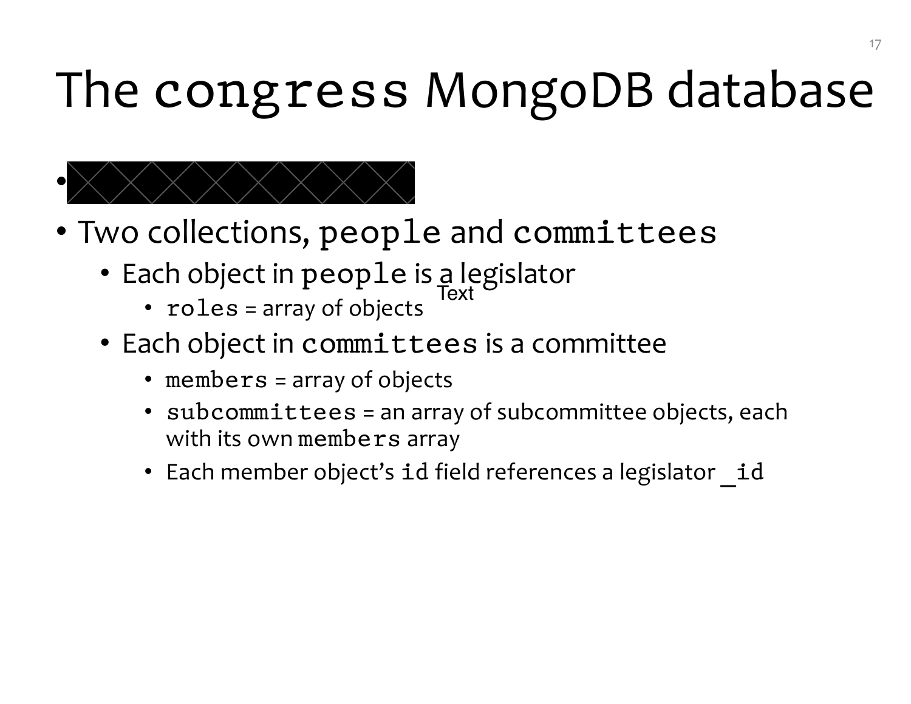# The `congress` MongoDB database

- 
- Two collections, `people` and `committees`
  - Each object in `people` is a legislator
    - `roles` = array of objects
  - Each object in `committees` is a committee
    - `members` = array of objects
    - `subcommittees` = an array of subcommittee objects, each with its own `members` array
    - Each member object's `id` field references a legislator `_id`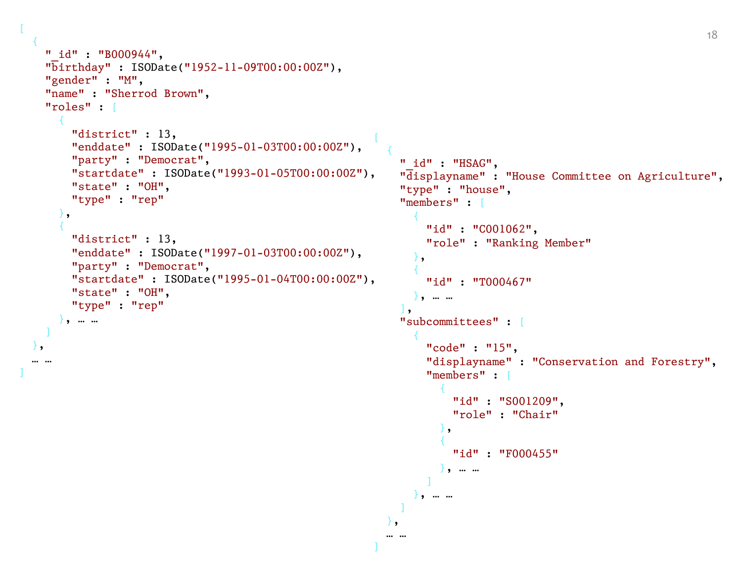```
[
  {
    "_id" : "B000944",
    "birthday" : ISODate("1952-11-09T00:00:00Z"),
    "gender" : "M",
    "name" : "Sherrod Brown",
    "roles" : [
      {
        "district" : 13,
        "enddate" : ISODate("1995-01-03T00:00:00Z"),
        "party" : "Democrat",
        "startdate" : ISODate("1993-01-05T00:00:00Z"),
        "state" : "OH",
        "type" : "rep"
      },
      {
        "district" : 13,
        "enddate" : ISODate("1997-01-03T00:00:00Z"),
        "party" : "Democrat",
        "startdate" : ISODate("1995-01-04T00:00:00Z"),
        "state" : "OH",
        "type" : "rep"
      }, … …
    ]
  },
  … …
]
```

```
[
  {
    "_id" : "HSAG",
    "displayname" : "House Committee on Agriculture",
    "type" : "house",
    "members" : [
      {
        "id" : "C001062",
        "role" : "Ranking Member"
      },
      {
        "id" : "T000467"
      }, … …
    ],
    "subcommittees" : [
      {
        "code" : "15",
        "displayname" : "Conservation and Forestry",
        "members" : [
          {
            "id" : "S001209",
            "role" : "Chair"
          },
          {
            "id" : "F000455"
          }, … …
        ]
      }, … …
    ]
  },
  … …
]
```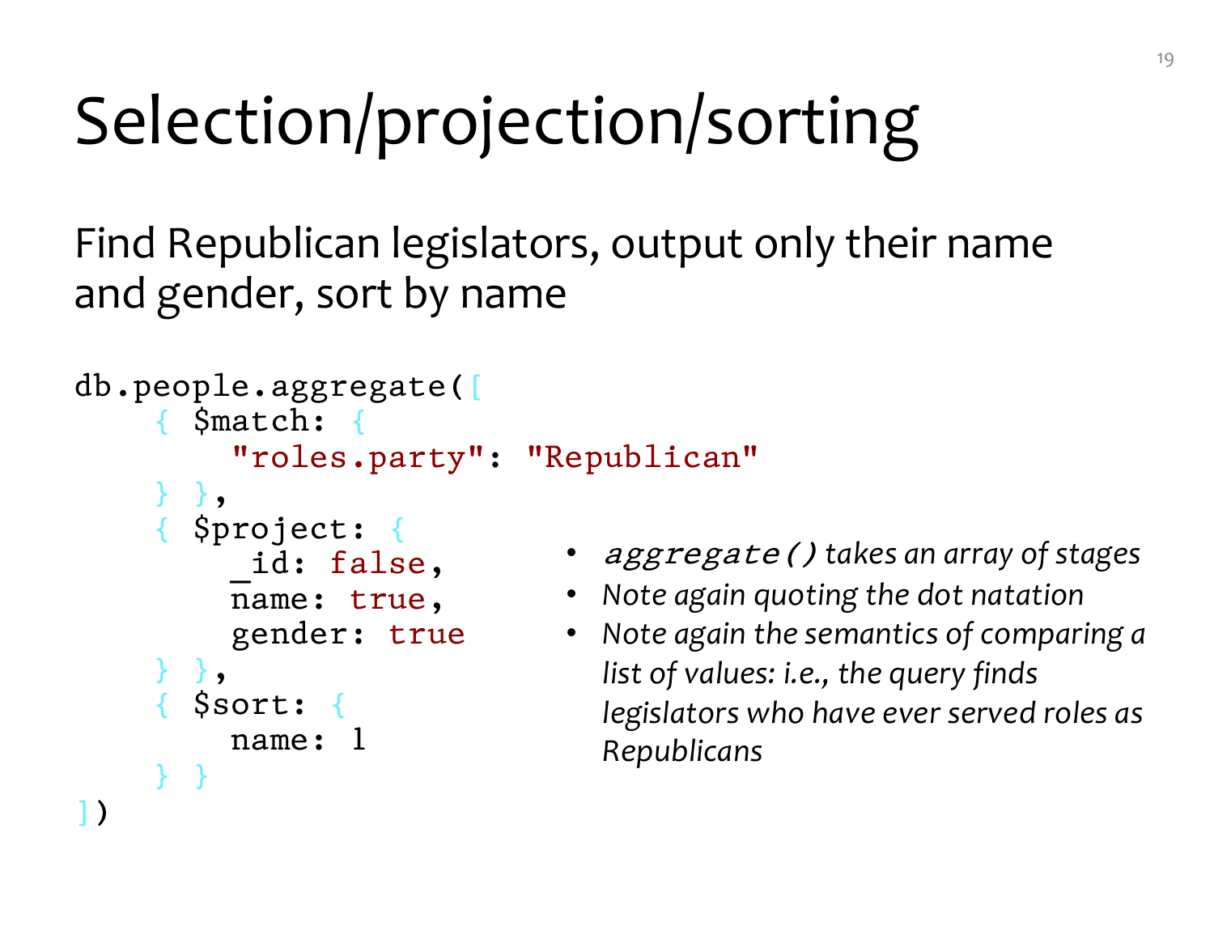# Selection/projection/sorting

Find Republican legislators, output only their name and gender, sort by name

```
db.people.aggregate([
    { $match: {
        "roles.party": "Republican"
    } },
    { $project: {
        _id: false,
        name: true,
        gender: true
    } },
    { $sort: {
        name: 1
    } }
])
```

- *`aggregate()` takes an array of stages*
- *Note again quoting the dot natation*
- *Note again the semantics of comparing a list of values: i.e., the query finds legislators who have ever served roles as Republicans*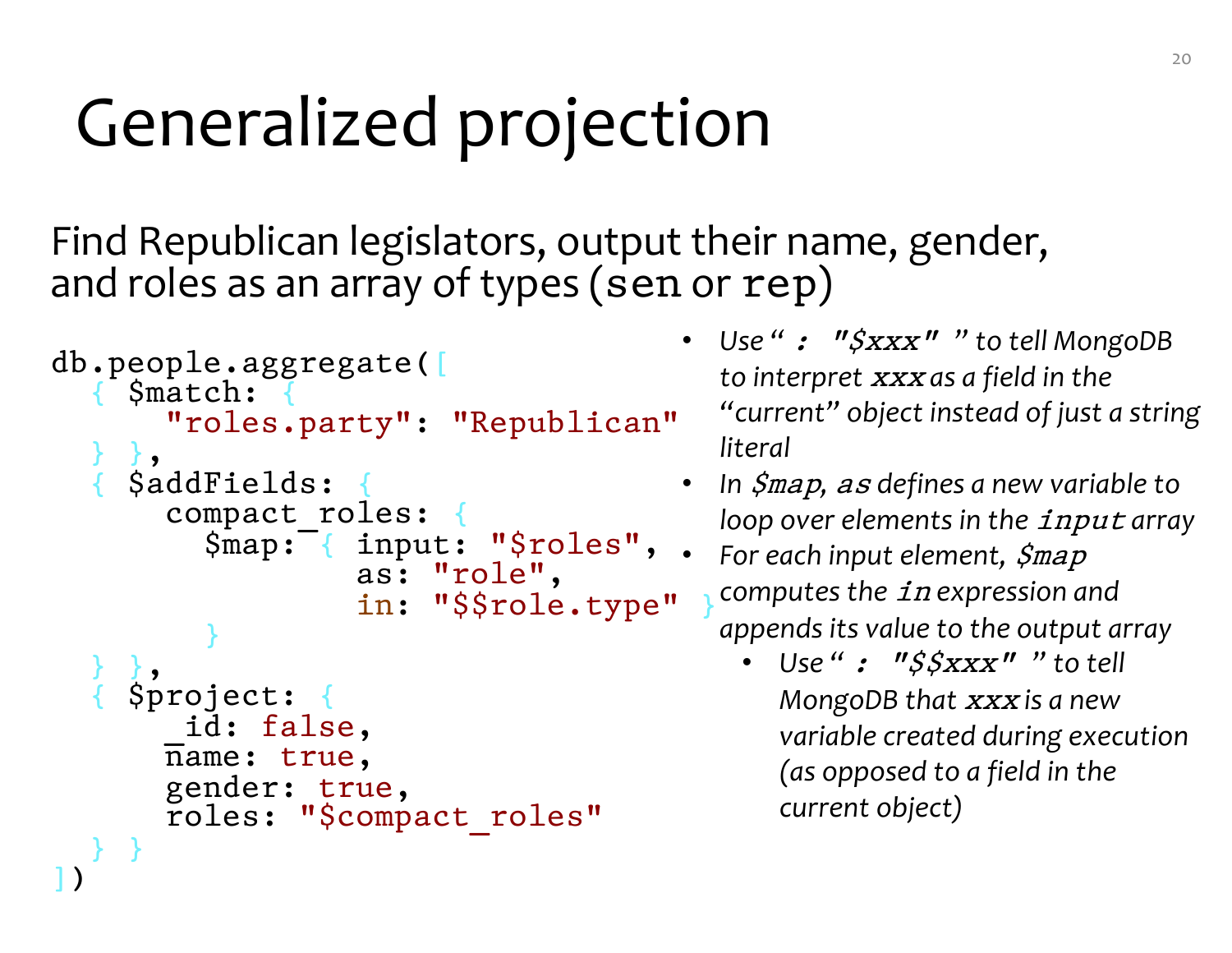# Generalized projection

Find Republican legislators, output their name, gender, and roles as an array of types (`sen` or `rep`)

```
db.people.aggregate([
  { $match: {
      "roles.party": "Republican"
  } },
  { $addFields: {
      compact_roles: {
        $map: { input: "$roles",
                as: "role",
                in: "$$role.type" }
        }
  } },
  { $project: {
      _id: false,
      name: true,
      gender: true,
      roles: "$compact_roles"
  } }
])
```

- *Use "* `: "$xxx"` *" to tell MongoDB to interpret* `xxx` *as a field in the "current" object instead of just a string literal*
- *In* `$map`*,* `as` *defines a new variable to loop over elements in the* `input` *array*
- *For each input element,* `$map` *computes the* `in` *expression and appends its value to the output array*
  - *Use "* `: "$$xxx"` *" to tell MongoDB that* `xxx` *is a new variable created during execution (as opposed to a field in the current object)*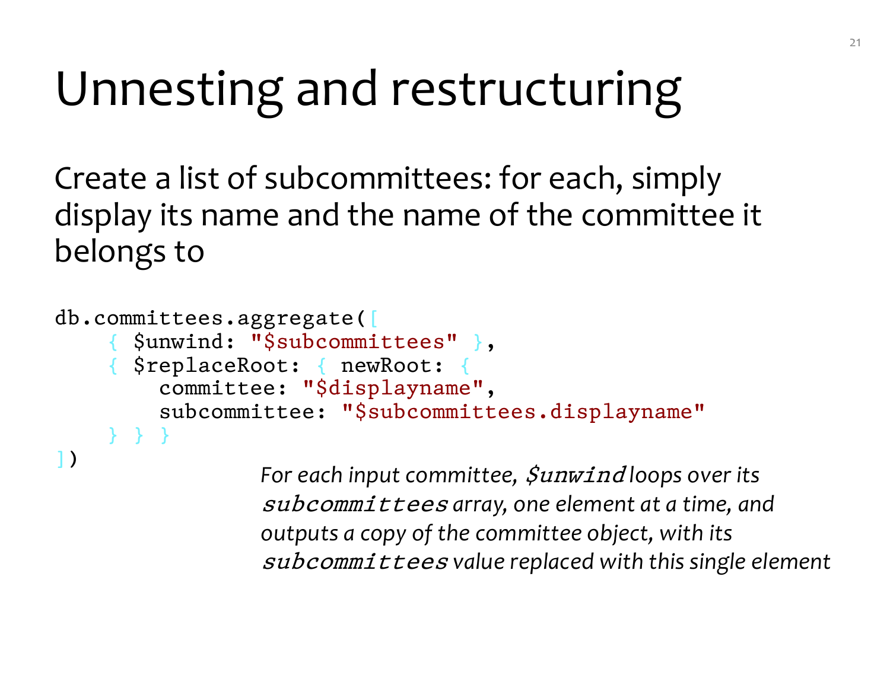# Unnesting and restructuring

Create a list of subcommittees: for each, simply display its name and the name of the committee it belongs to

```
db.committees.aggregate([
    { $unwind: "$subcommittees" },
    { $replaceRoot: { newRoot: {
        committee: "$displayname",
        subcommittee: "$subcommittees.displayname"
    } } }
])
```

*For each input committee, `$unwind` loops over its `subcommittees` array, one element at a time, and outputs a copy of the committee object, with its `subcommittees` value replaced with this single element*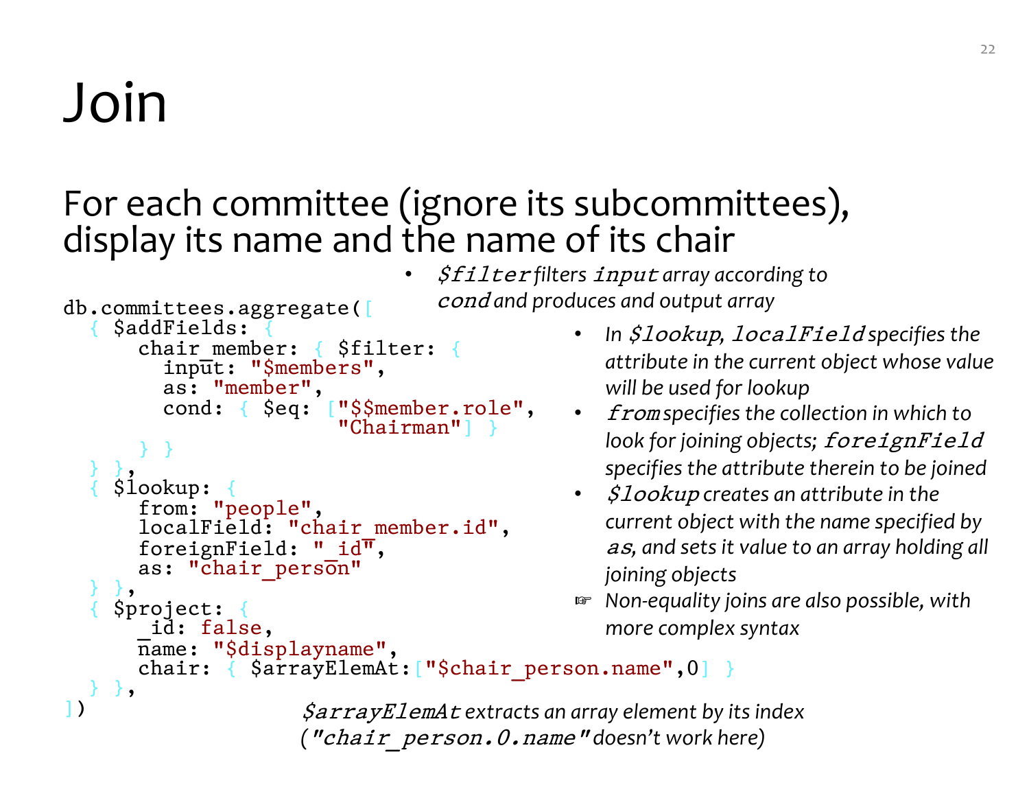# Join

## For each committee (ignore its subcommittees), display its name and the name of its chair

```
db.committees.aggregate([
  { $addFields: {
      chair_member: { $filter: {
        input: "$members",
        as: "member",
        cond: { $eq: ["$$member.role",
                      "Chairman"] }
      } }
  } },
  { $lookup: {
      from: "people",
      localField: "chair_member.id",
      foreignField: "_id",
      as: "chair_person"
  } },
  { $project: {
      _id: false,
      name: "$displayname",
      chair: { $arrayElemAt:["$chair_person.name",0] }
  } },
])
```

- *`$filter` filters `input` array according to `cond` and produces and output array*

- *In `$lookup`, `localField` specifies the attribute in the current object whose value will be used for lookup*
- *`from` specifies the collection in which to look for joining objects; `foreignField` specifies the attribute therein to be joined*
- *`$lookup` creates an attribute in the current object with the name specified by `as`, and sets it value to an array holding all joining objects*
- ☞ *Non-equality joins are also possible, with more complex syntax*

*`$arrayElemAt` extracts an array element by its index (`"chair_person.0.name"` doesn't work here)*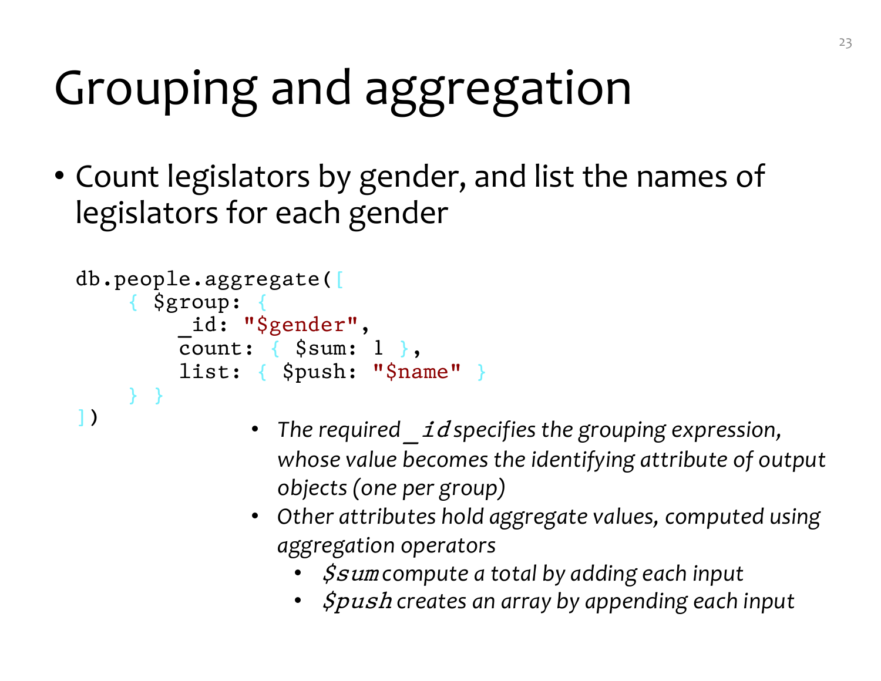# Grouping and aggregation

- Count legislators by gender, and list the names of legislators for each gender

```
db.people.aggregate([
    { $group: {
        _id: "$gender",
        count: { $sum: 1 },
        list: { $push: "$name" }
    } }
])
```

- *The required `_id` specifies the grouping expression, whose value becomes the identifying attribute of output objects (one per group)*
- *Other attributes hold aggregate values, computed using aggregation operators*
  - *`$sum` compute a total by adding each input*
  - *`$push` creates an array by appending each input*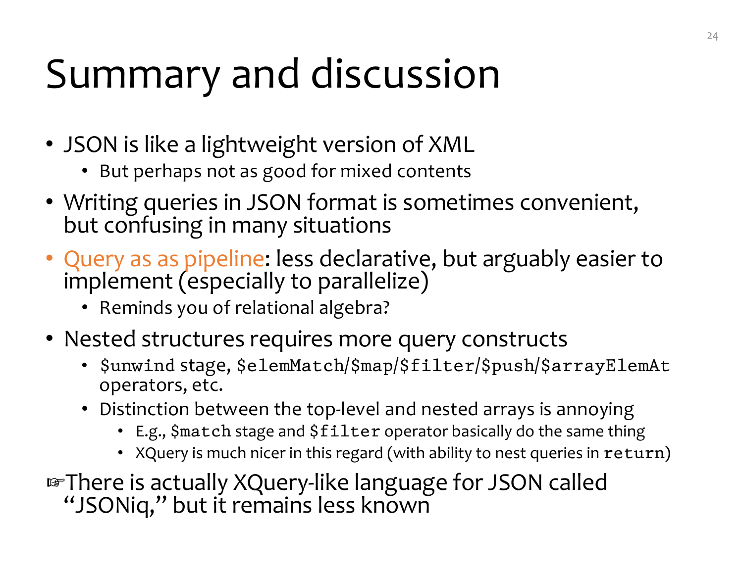# Summary and discussion

- JSON is like a lightweight version of XML
  - But perhaps not as good for mixed contents
- Writing queries in JSON format is sometimes convenient, but confusing in many situations
- Query as as pipeline: less declarative, but arguably easier to implement (especially to parallelize)
  - Reminds you of relational algebra?
- Nested structures requires more query constructs
  - `$unwind` stage, `$elemMatch`/`$map`/`$filter`/`$push`/`$arrayElemAt` operators, etc.
  - Distinction between the top-level and nested arrays is annoying
    - E.g., `$match` stage and `$filter` operator basically do the same thing
    - XQuery is much nicer in this regard (with ability to nest queries in `return`)

☞There is actually XQuery-like language for JSON called "JSONiq," but it remains less known